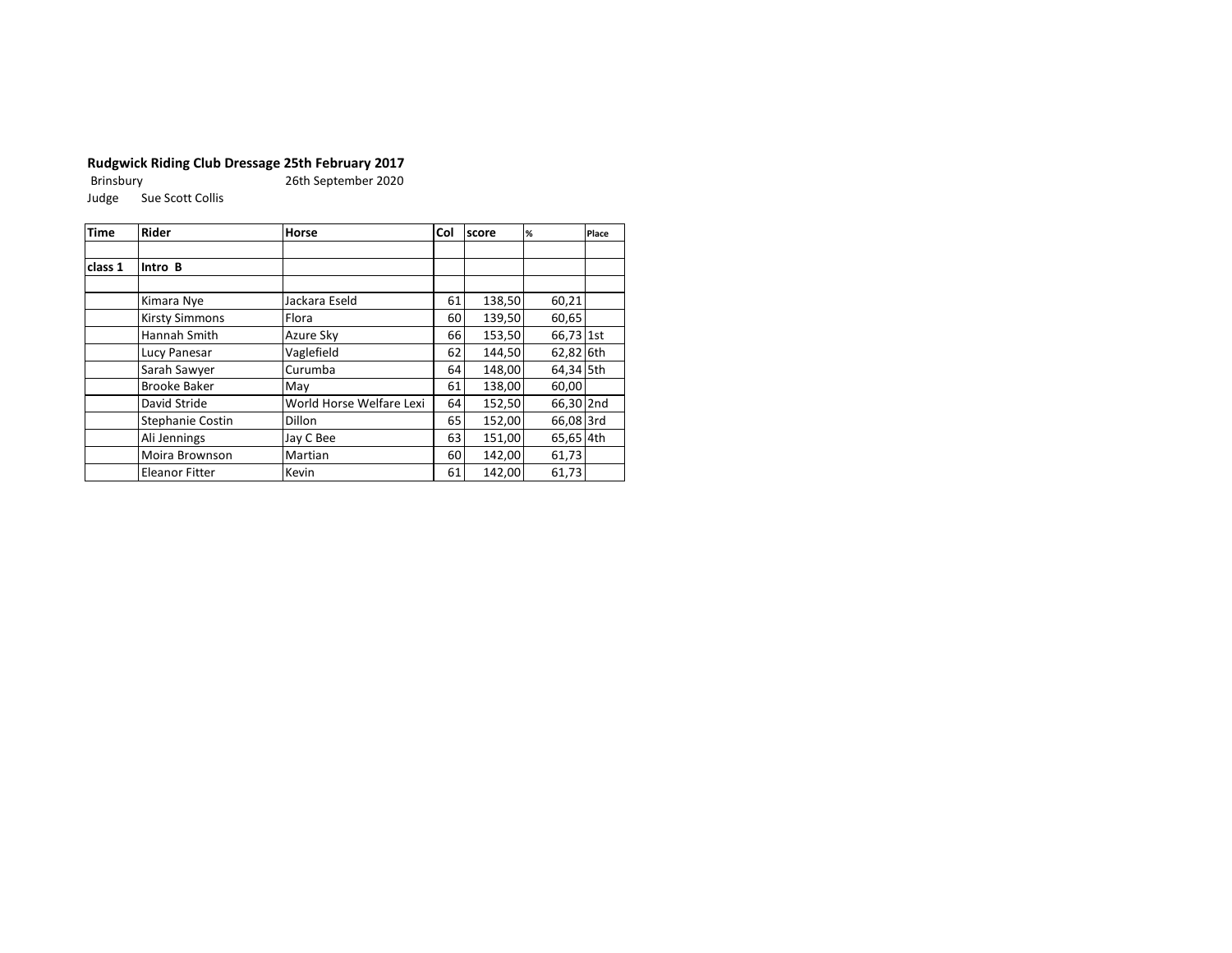**Rudgwick Riding Club Dressage 25th February 2017**

Brinsbury 26th September 2020

Judge Sue Scott Collis

| Time | Rider | Horse | Col | score | % | Place |
|---|---|---|---|---|---|---|
| | | | | | | |
| class 1 | Intro B | | | | | |
| | | | | | | |
| | Kimara Nye | Jackara Eseld | 61 | 138,50 | 60,21 | |
| | Kirsty Simmons | Flora | 60 | 139,50 | 60,65 | |
| | Hannah Smith | Azure Sky | 66 | 153,50 | 66,73 | 1st |
| | Lucy Panesar | Vaglefield | 62 | 144,50 | 62,82 | 6th |
| | Sarah Sawyer | Curumba | 64 | 148,00 | 64,34 | 5th |
| | Brooke Baker | May | 61 | 138,00 | 60,00 | |
| | David Stride | World Horse Welfare Lexi | 64 | 152,50 | 66,30 | 2nd |
| | Stephanie Costin | Dillon | 65 | 152,00 | 66,08 | 3rd |
| | Ali Jennings | Jay C Bee | 63 | 151,00 | 65,65 | 4th |
| | Moira Brownson | Martian | 60 | 142,00 | 61,73 | |
| | Eleanor Fitter | Kevin | 61 | 142,00 | 61,73 | |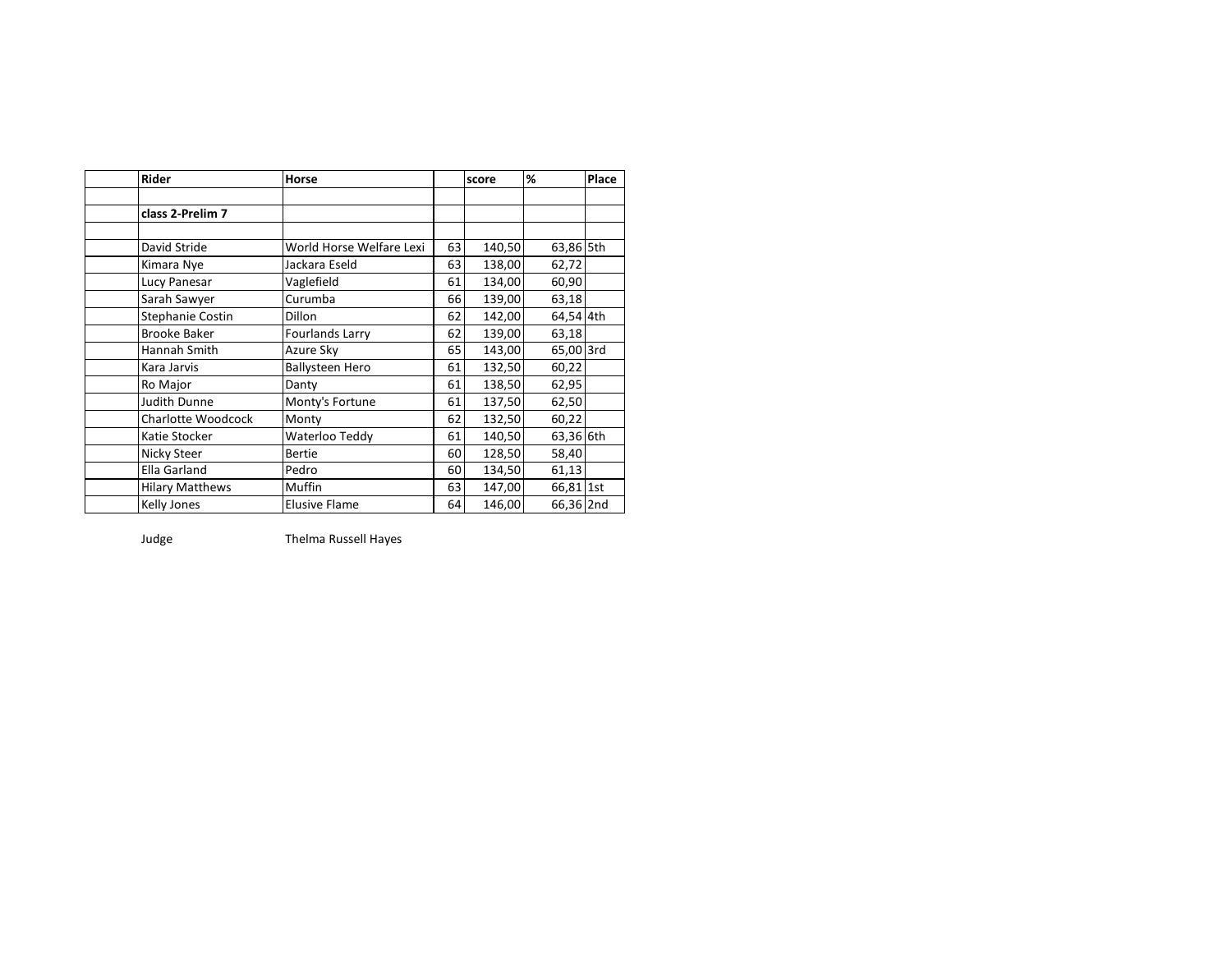| | Rider | Horse | | score | % | Place |
|---|---|---|---|---|---|---|
| | | | | | | |
| | **class 2-Prelim 7** | | | | | |
| | | | | | | |
| | David Stride | World Horse Welfare Lexi | 63 | 140,50 | 63,86 | 5th |
| | Kimara Nye | Jackara Eseld | 63 | 138,00 | 62,72 | |
| | Lucy Panesar | Vaglefield | 61 | 134,00 | 60,90 | |
| | Sarah Sawyer | Curumba | 66 | 139,00 | 63,18 | |
| | Stephanie Costin | Dillon | 62 | 142,00 | 64,54 | 4th |
| | Brooke Baker | Fourlands Larry | 62 | 139,00 | 63,18 | |
| | Hannah Smith | Azure Sky | 65 | 143,00 | 65,00 | 3rd |
| | Kara Jarvis | Ballysteen Hero | 61 | 132,50 | 60,22 | |
| | Ro Major | Danty | 61 | 138,50 | 62,95 | |
| | Judith Dunne | Monty's Fortune | 61 | 137,50 | 62,50 | |
| | Charlotte Woodcock | Monty | 62 | 132,50 | 60,22 | |
| | Katie Stocker | Waterloo Teddy | 61 | 140,50 | 63,36 | 6th |
| | Nicky Steer | Bertie | 60 | 128,50 | 58,40 | |
| | Ella Garland | Pedro | 60 | 134,50 | 61,13 | |
| | Hilary Matthews | Muffin | 63 | 147,00 | 66,81 | 1st |
| | Kelly Jones | Elusive Flame | 64 | 146,00 | 66,36 | 2nd |

Judge Thelma Russell Hayes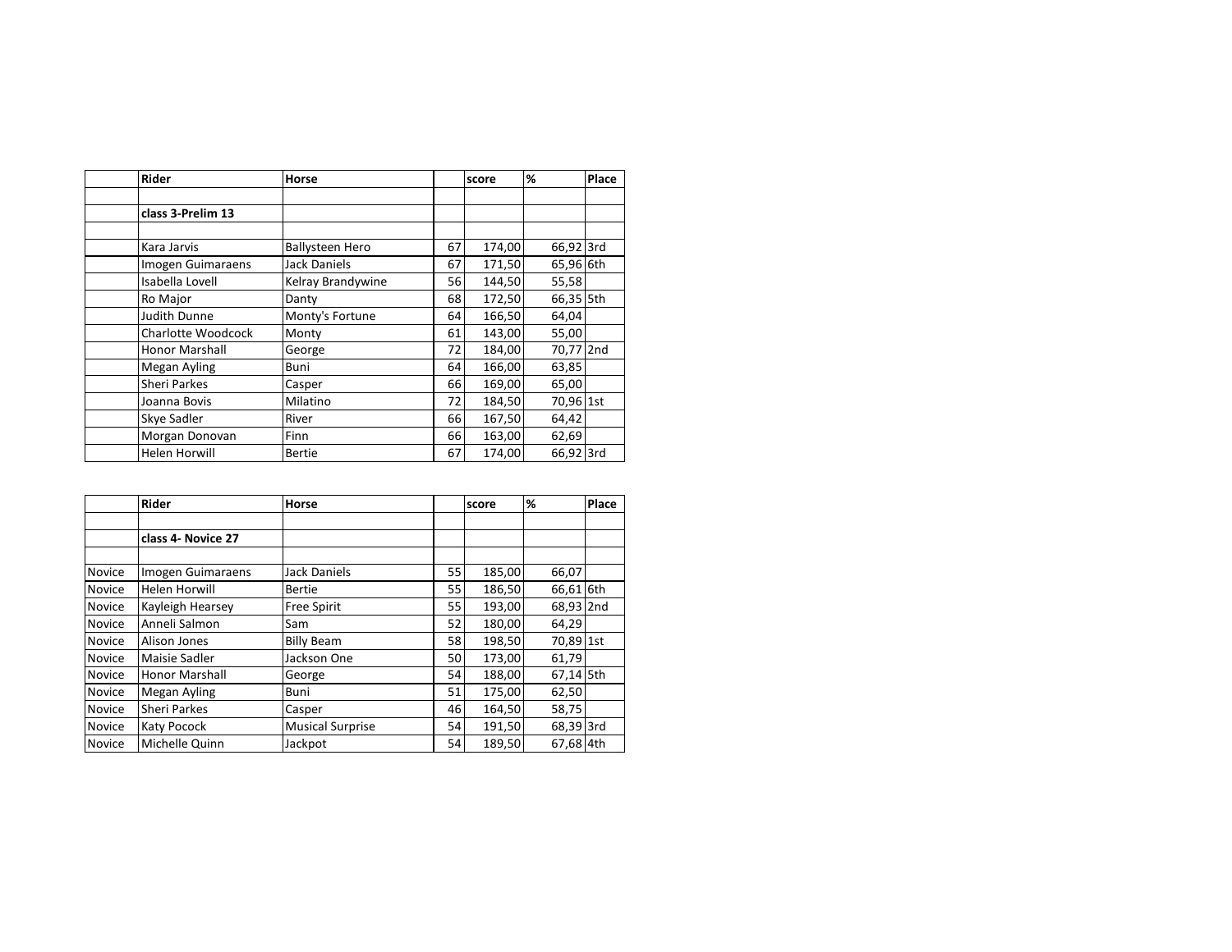| | Rider | Horse | | score | % | Place |
|---|---|---|---|---|---|---|
| | | | | | | |
| | **class 3-Prelim 13** | | | | | |
| | | | | | | |
| | Kara Jarvis | Ballysteen Hero | 67 | 174,00 | 66,92 | 3rd |
| | Imogen Guimaraens | Jack Daniels | 67 | 171,50 | 65,96 | 6th |
| | Isabella Lovell | Kelray Brandywine | 56 | 144,50 | 55,58 | |
| | Ro Major | Danty | 68 | 172,50 | 66,35 | 5th |
| | Judith Dunne | Monty's Fortune | 64 | 166,50 | 64,04 | |
| | Charlotte Woodcock | Monty | 61 | 143,00 | 55,00 | |
| | Honor Marshall | George | 72 | 184,00 | 70,77 | 2nd |
| | Megan Ayling | Buni | 64 | 166,00 | 63,85 | |
| | Sheri Parkes | Casper | 66 | 169,00 | 65,00 | |
| | Joanna Bovis | Milatino | 72 | 184,50 | 70,96 | 1st |
| | Skye Sadler | River | 66 | 167,50 | 64,42 | |
| | Morgan Donovan | Finn | 66 | 163,00 | 62,69 | |
| | Helen Horwill | Bertie | 67 | 174,00 | 66,92 | 3rd |

| | Rider | Horse | | score | % | Place |
|---|---|---|---|---|---|---|
| | | | | | | |
| | **class 4- Novice 27** | | | | | |
| | | | | | | |
| Novice | Imogen Guimaraens | Jack Daniels | 55 | 185,00 | 66,07 | |
| Novice | Helen Horwill | Bertie | 55 | 186,50 | 66,61 | 6th |
| Novice | Kayleigh Hearsey | Free Spirit | 55 | 193,00 | 68,93 | 2nd |
| Novice | Anneli Salmon | Sam | 52 | 180,00 | 64,29 | |
| Novice | Alison Jones | Billy Beam | 58 | 198,50 | 70,89 | 1st |
| Novice | Maisie Sadler | Jackson One | 50 | 173,00 | 61,79 | |
| Novice | Honor Marshall | George | 54 | 188,00 | 67,14 | 5th |
| Novice | Megan Ayling | Buni | 51 | 175,00 | 62,50 | |
| Novice | Sheri Parkes | Casper | 46 | 164,50 | 58,75 | |
| Novice | Katy Pocock | Musical Surprise | 54 | 191,50 | 68,39 | 3rd |
| Novice | Michelle Quinn | Jackpot | 54 | 189,50 | 67,68 | 4th |